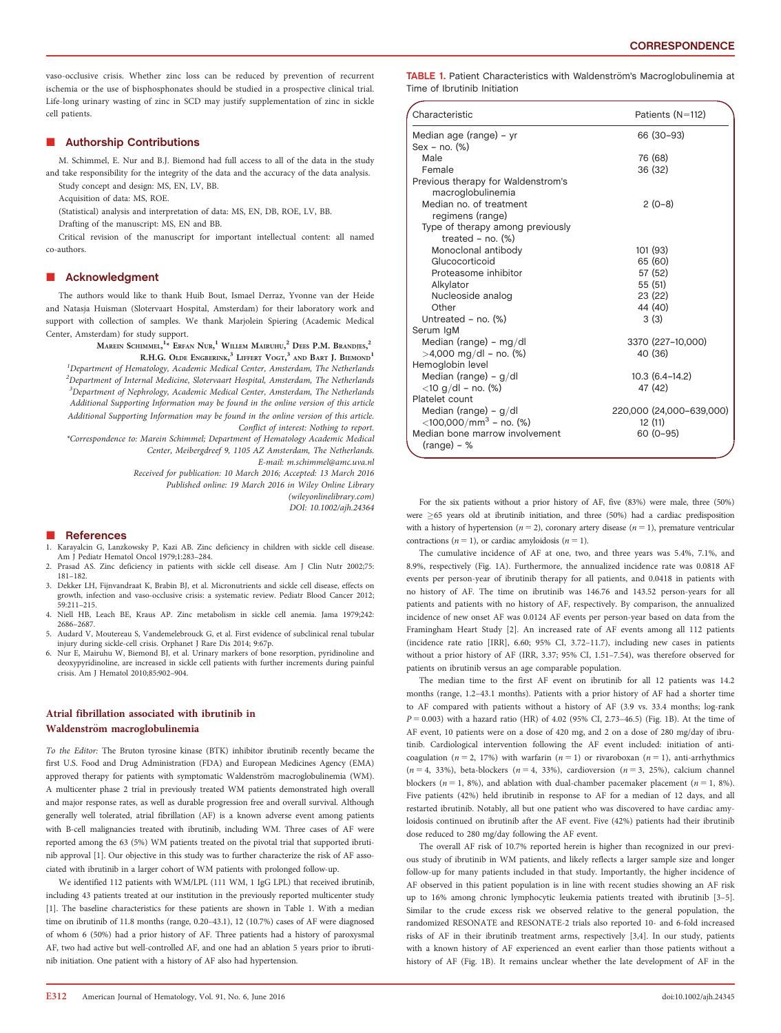vaso-occlusive crisis. Whether zinc loss can be reduced by prevention of recurrent ischemia or the use of bisphosphonates should be studied in a prospective clinical trial. Life-long urinary wasting of zinc in SCD may justify supplementation of zinc in sickle cell patients.

## Authorship Contributions

M. Schimmel, E. Nur and B.J. Biemond had full access to all of the data in the study and take responsibility for the integrity of the data and the accuracy of the data analysis.

Study concept and design: MS, EN, LV, BB.

Acquisition of data: MS, ROE.

(Statistical) analysis and interpretation of data: MS, EN, DB, ROE, LV, BB.

Drafting of the manuscript: MS, EN and BB.

Critical revision of the manuscript for important intellectual content: all named co-authors.

## Acknowledgment

The authors would like to thank Huib Bout, Ismael Derraz, Yvonne van der Heide and Natasja Huisman (Slotervaart Hospital, Amsterdam) for their laboratory work and support with collection of samples. We thank Marjolein Spiering (Academic Medical Center, Amsterdam) for study support.

Marein Schimmel,[1]* Erfan Nur,[1] Willem Mairuhu,[2] Dees P.M. Brandjes,[2] R.H.G. Olde Engberink,[3] Liffert Vogt,[3] and Bart J. Biemond[1]

[1]Department of Hematology, Academic Medical Center, Amsterdam, The Netherlands
[2]Department of Internal Medicine, Slotervaart Hospital, Amsterdam, The Netherlands
[3]Department of Nephrology, Academic Medical Center, Amsterdam, The Netherlands

Additional Supporting Information may be found in the online version of this article

Additional Supporting Information may be found in the online version of this article.

Conflict of interest: Nothing to report.

*Correspondence to: Marein Schimmel; Department of Hematology Academic Medical Center, Meibergdreef 9, 1105 AZ Amsterdam, The Netherlands. E-mail: m.schimmel@amc.uva.nl

Received for publication: 10 March 2016; Accepted: 13 March 2016

Published online: 19 March 2016 in Wiley Online Library (wileyonlinelibrary.com)

DOI: 10.1002/ajh.24364

## References

1. Karayalcin G, Lanzkowsky P, Kazi AB. Zinc deficiency in children with sickle cell disease. Am J Pediatr Hematol Oncol 1979;1:283–284.
2. Prasad AS. Zinc deficiency in patients with sickle cell disease. Am J Clin Nutr 2002;75: 181–182.
3. Dekker LH, Fijnvandraat K, Brabin BJ, et al. Micronutrients and sickle cell disease, effects on growth, infection and vaso-occlusive crisis: a systematic review. Pediatr Blood Cancer 2012; 59:211–215.
4. Niell HB, Leach BE, Kraus AP. Zinc metabolism in sickle cell anemia. Jama 1979;242: 2686–2687.
5. Audard V, Moutereau S, Vandemelebrouck G, et al. First evidence of subclinical renal tubular injury during sickle-cell crisis. Orphanet J Rare Dis 2014; 9:67p.
6. Nur E, Mairuhu W, Biemond BJ, et al. Urinary markers of bone resorption, pyridinoline and deoxypyridinoline, are increased in sickle cell patients with further increments during painful crisis. Am J Hematol 2010;85:902–904.

## Atrial fibrillation associated with ibrutinib in Waldenström macroglobulinemia

*To the Editor:* The Bruton tyrosine kinase (BTK) inhibitor ibrutinib recently became the first U.S. Food and Drug Administration (FDA) and European Medicines Agency (EMA) approved therapy for patients with symptomatic Waldenström macroglobulinemia (WM). A multicenter phase 2 trial in previously treated WM patients demonstrated high overall and major response rates, as well as durable progression free and overall survival. Although generally well tolerated, atrial fibrillation (AF) is a known adverse event among patients with B-cell malignancies treated with ibrutinib, including WM. Three cases of AF were reported among the 63 (5%) WM patients treated on the pivotal trial that supported ibrutinib approval [1]. Our objective in this study was to further characterize the risk of AF associated with ibrutinib in a larger cohort of WM patients with prolonged follow-up.

We identified 112 patients with WM/LPL (111 WM, 1 IgG LPL) that received ibrutinib, including 43 patients treated at our institution in the previously reported multicenter study [1]. The baseline characteristics for these patients are shown in Table 1. With a median time on ibrutinib of 11.8 months (range, 0.20–43.1), 12 (10.7%) cases of AF were diagnosed of whom 6 (50%) had a prior history of AF. Three patients had a history of paroxysmal AF, two had active but well-controlled AF, and one had an ablation 5 years prior to ibrutinib initiation. One patient with a history of AF also had hypertension.

TABLE 1. Patient Characteristics with Waldenström's Macroglobulinemia at Time of Ibrutinib Initiation

| Characteristic | Patients (N=112) |
|---|---|
| Median age (range) – yr | 66 (30–93) |
| Sex – no. (%) | |
| Male | 76 (68) |
| Female | 36 (32) |
| Previous therapy for Waldenstrom's macroglobulinemia | |
| Median no. of treatment regimens (range) | 2 (0–8) |
| Type of therapy among previously treated – no. (%) | |
| Monoclonal antibody | 101 (93) |
| Glucocorticoid | 65 (60) |
| Proteasome inhibitor | 57 (52) |
| Alkylator | 55 (51) |
| Nucleoside analog | 23 (22) |
| Other | 44 (40) |
| Untreated – no. (%) | 3 (3) |
| Serum IgM | |
| Median (range) – mg/dl | 3370 (227–10,000) |
| >4,000 mg/dl – no. (%) | 40 (36) |
| Hemoglobin level | |
| Median (range) – g/dl | 10.3 (6.4–14.2) |
| <10 g/dl – no. (%) | 47 (42) |
| Platelet count | |
| Median (range) – g/dl | 220,000 (24,000–639,000) |
| <100,000/mm$^3$ – no. (%) | 12 (11) |
| Median bone marrow involvement (range) – % | 60 (0–95) |

For the six patients without a prior history of AF, five (83%) were male, three (50%) were ≥65 years old at ibrutinib initiation, and three (50%) had a cardiac predisposition with a history of hypertension ($n = 2$), coronary artery disease ($n = 1$), premature ventricular contractions ($n = 1$), or cardiac amyloidosis ($n = 1$).

The cumulative incidence of AF at one, two, and three years was 5.4%, 7.1%, and 8.9%, respectively (Fig. 1A). Furthermore, the annualized incidence rate was 0.0818 AF events per person-year of ibrutinib therapy for all patients, and 0.0418 in patients with no history of AF. The time on ibrutinib was 146.76 and 143.52 person-years for all patients and patients with no history of AF, respectively. By comparison, the annualized incidence of new onset AF was 0.0124 AF events per person-year based on data from the Framingham Heart Study [2]. An increased rate of AF events among all 112 patients (incidence rate ratio [IRR], 6.60; 95% CI, 3.72–11.7), including new cases in patients without a prior history of AF (IRR, 3.37; 95% CI, 1.51–7.54), was therefore observed for patients on ibrutinib versus an age comparable population.

The median time to the first AF event on ibrutinib for all 12 patients was 14.2 months (range, 1.2–43.1 months). Patients with a prior history of AF had a shorter time to AF compared with patients without a history of AF (3.9 vs. 33.4 months; log-rank $P = 0.003$) with a hazard ratio (HR) of 4.02 (95% CI, 2.73–46.5) (Fig. 1B). At the time of AF event, 10 patients were on a dose of 420 mg, and 2 on a dose of 280 mg/day of ibrutinib. Cardiological intervention following the AF event included: initiation of anticoagulation ($n = 2$, 17%) with warfarin ($n = 1$) or rivaroboxan ($n = 1$), anti-arrhythmics ($n = 4$, 33%), beta-blockers ($n = 4$, 33%), cardioversion ($n = 3$, 25%), calcium channel blockers ($n = 1$, 8%), and ablation with dual-chamber pacemaker placement ($n = 1$, 8%). Five patients (42%) held ibrutinib in response to AF for a median of 12 days, and all restarted ibrutinib. Notably, all but one patient who was discovered to have cardiac amyloidosis continued on ibrutinib after the AF event. Five (42%) patients had their ibrutinib dose reduced to 280 mg/day following the AF event.

The overall AF risk of 10.7% reported herein is higher than recognized in our previous study of ibrutinib in WM patients, and likely reflects a larger sample size and longer follow-up for many patients included in that study. Importantly, the higher incidence of AF observed in this patient population is in line with recent studies showing an AF risk up to 16% among chronic lymphocytic leukemia patients treated with ibrutinib [3–5]. Similar to the crude excess risk we observed relative to the general population, the randomized RESONATE and RESONATE-2 trials also reported 10- and 6-fold increased risks of AF in their ibrutinib treatment arms, respectively [3,4]. In our study, patients with a known history of AF experienced an event earlier than those patients without a history of AF (Fig. 1B). It remains unclear whether the late development of AF in the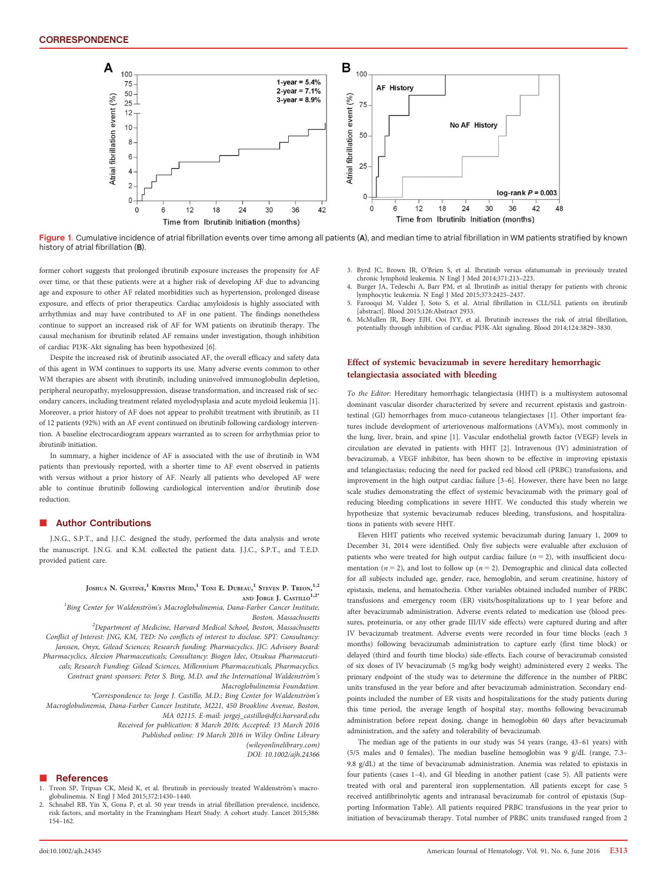A

1-year = 5.4%
2-year = 7.1%
3-year = 8.9%

Atrial fibrillation event (%)

Time from Ibrutinib Initiation (months)

B

AF History

No AF History

log-rank P = 0.003

Atrial fibrillation event (%)

Time from Ibrutinib Initiation (months)

**Figure 1.** Cumulative incidence of atrial fibrillation events over time among all patients (**A**), and median time to atrial fibrillation in WM patients stratified by known history of atrial fibrillation (**B**).

former cohort suggests that prolonged ibrutinib exposure increases the propensity for AF over time, or that these patients were at a higher risk of developing AF due to advancing age and exposure to other AF related morbidities such as hypertension, prolonged disease exposure, and effects of prior therapeutics. Cardiac amyloidosis is highly associated with arrhythmias and may have contributed to AF in one patient. The findings nonetheless continue to support an increased risk of AF for WM patients on ibrutinib therapy. The causal mechanism for ibrutinib related AF remains under investigation, though inhibition of cardiac PI3K-Akt signaling has been hypothesized [6].

Despite the increased risk of ibrutinib associated AF, the overall efficacy and safety data of this agent in WM continues to supports its use. Many adverse events common to other WM therapies are absent with ibrutinib, including uninvolved immunoglobulin depletion, peripheral neuropathy, myelosuppression, disease transformation, and increased risk of secondary cancers, including treatment related myelodysplasia and acute myeloid leukemia [1]. Moreover, a prior history of AF does not appear to prohibit treatment with ibrutinib, as 11 of 12 patients (92%) with an AF event continued on ibrutinib following cardiology intervention. A baseline electrocardiogram appears warranted as to screen for arrhythmias prior to ibrutinib initiation.

In summary, a higher incidence of AF is associated with the use of ibrutinib in WM patients than previously reported, with a shorter time to AF event observed in patients with versus without a prior history of AF. Nearly all patients who developed AF were able to continue ibrutinib following cardiological intervention and/or ibrutinib dose reduction.

## Author Contributions

J.N.G., S.P.T., and J.J.C. designed the study, performed the data analysis and wrote the manuscript. J.N.G. and K.M. collected the patient data. J.J.C., S.P.T., and T.E.D. provided patient care.

Joshua N. Gustine,[1] Kirsten Meid,[1] Toni E. Dubeau,[1] Steven P. Treon,[1,2] and Jorge J. Castillo[1,2*]

[1]*Bing Center for Waldenström's Macroglobulinemia, Dana-Farber Cancer Institute, Boston, Massachusetts*

[2]*Department of Medicine, Harvard Medical School, Boston, Massachusetts*

*Conflict of Interest: JNG, KM, TED: No conflicts of interest to disclose. SPT: Consultancy: Janssen, Onyx, Gilead Sciences; Research funding: Pharmacyclics. JJC: Advisory Board: Pharmacyclics, Alexion Pharmaceuticals; Consultancy: Biogen Idec, Otsukua Pharmaceuticals; Research Funding: Gilead Sciences, Millennium Pharmaceuticals, Pharmacyclics. Contract grant sponsors: Peter S. Bing, M.D. and the International Waldenström's Macroglobulinemia Foundation.*

*\*Correspondence to: Jorge J. Castillo, M.D.; Bing Center for Waldenström's Macroglobulinemia, Dana-Farber Cancer Institute, M221, 450 Brookline Avenue, Boston, MA 02115. E-mail: jorgej_castillo@dfci.harvard.edu*

*Received for publication: 8 March 2016; Accepted: 13 March 2016*

*Published online: 19 March 2016 in Wiley Online Library (wileyonlinelibrary.com)*

*DOI: 10.1002/ajh.24366*

## References

1. Treon SP, Tripsas CK, Meid K, et al. Ibrutinib in previously treated Waldenström's macroglobulinemia. N Engl J Med 2015;372:1430–1440.
2. Schnabel RB, Yin X, Gona P, et al. 50 year trends in atrial fibrillation prevalence, incidence, risk factors, and mortality in the Framingham Heart Study: A cohort study. Lancet 2015;386:154–162.
3. Byrd JC, Brown JR, O'Brien S, et al. Ibrutinib versus ofatumumab in previously treated chronic lymphoid leukemia. N Engl J Med 2014;371:213–223.
4. Burger JA, Tedeschi A, Barr PM, et al. Ibrutinib as initial therapy for patients with chronic lymphocytic leukemia. N Engl J Med 2015;373:2425–2437.
5. Farooqui M, Valdez J, Soto S, et al. Atrial fibrillation in CLL/SLL patients on ibrutinib [abstract]. Blood 2015;126:Abstract 2933.
6. McMullen JR, Boey EJH, Ooi JYY, et al. Ibrutinib increases the risk of atrial fibrillation, potentially through inhibition of cardiac PI3K-Akt signaling. Blood 2014;124:3829–3830.

## Effect of systemic bevacizumab in severe hereditary hemorrhagic telangiectasia associated with bleeding

*To the Editor:* Hereditary hemorrhagic telangiectasia (HHT) is a multisystem autosomal dominant vascular disorder characterized by severe and recurrent epistaxis and gastrointestinal (GI) hemorrhages from muco-cutaneous telangiectases [1]. Other important features include development of arteriovenous malformations (AVM's), most commonly in the lung, liver, brain, and spine [1]. Vascular endothelial growth factor (VEGF) levels in circulation are elevated in patients with HHT [2]. Intravenous (IV) administration of bevacizumab, a VEGF inhibitor, has been shown to be effective in improving epistaxis and telangiectasias; reducing the need for packed red blood cell (PRBC) transfusions, and improvement in the high output cardiac failure [3–6]. However, there have been no large scale studies demonstrating the effect of systemic bevacizumab with the primary goal of reducing bleeding complications in severe HHT. We conducted this study wherein we hypothesize that systemic bevacizumab reduces bleeding, transfusions, and hospitalizations in patients with severe HHT.

Eleven HHT patients who received systemic bevacizumab during January 1, 2009 to December 31, 2014 were identified. Only five subjects were evaluable after exclusion of patients who were treated for high output cardiac failure ($n = 2$), with insufficient documentation ($n = 2$), and lost to follow up ($n = 2$). Demographic and clinical data collected for all subjects included age, gender, race, hemoglobin, and serum creatinine, history of epistaxis, melena, and hematochezia. Other variables obtained included number of PRBC transfusions and emergency room (ER) visits/hospitalizations up to 1 year before and after bevacizumab administration. Adverse events related to medication use (blood pressures, proteinuria, or any other grade III/IV side effects) were captured during and after IV bevacizumab treatment. Adverse events were recorded in four time blocks (each 3 months) following bevacizumab administration to capture early (first time block) or delayed (third and fourth time blocks) side-effects. Each course of bevacizumab consisted of six doses of IV bevacizumab (5 mg/kg body weight) administered every 2 weeks. The primary endpoint of the study was to determine the difference in the number of PRBC units transfused in the year before and after bevacizumab administration. Secondary endpoints included the number of ER visits and hospitalizations for the study patients during this time period, the average length of hospital stay, months following bevacizumab administration before repeat dosing, change in hemoglobin 60 days after bevacizumab administration, and the safety and tolerability of bevacizumab.

The median age of the patients in our study was 54 years (range, 43–61 years) with (5/5 males and 0 females). The median baseline hemoglobin was 9 g/dL (range, 7.3–9.8 g/dL) at the time of bevacizumab administration. Anemia was related to epistaxis in four patients (cases 1–4), and GI bleeding in another patient (case 5). All patients were treated with oral and parenteral iron supplementation. All patients except for case 5 received antifibrinolytic agents and intranasal bevacizumab for control of epistaxis (Supporting Information Table). All patients required PRBC transfusions in the year prior to initiation of bevacizumab therapy. Total number of PRBC units transfused ranged from 2